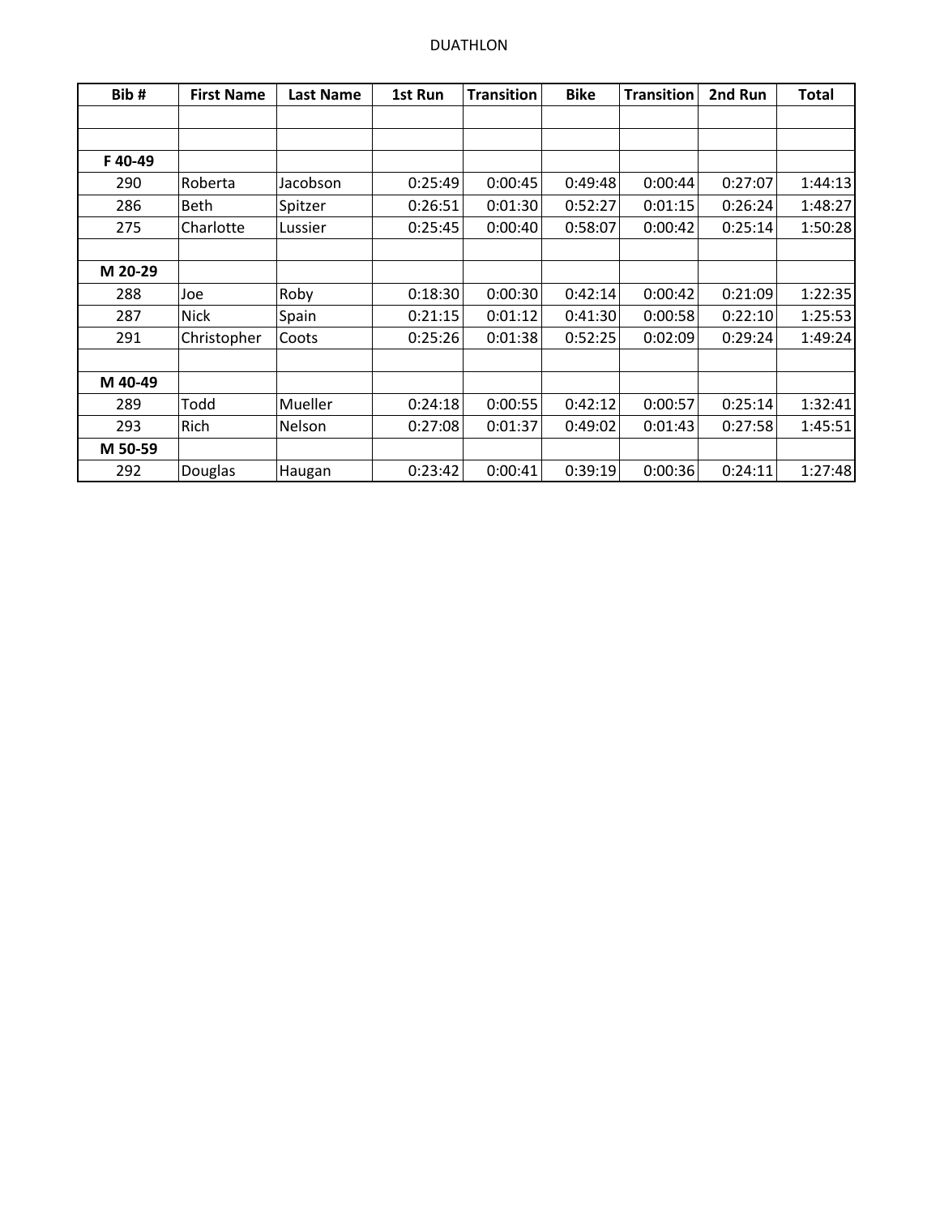# DUATHLON

| Bib # | First Name | Last Name | 1st Run | Transition | Bike | Transition | 2nd Run | Total |
|---|---|---|---|---|---|---|---|---|
| | | | | | | | | |
| | | | | | | | | |
| **F 40-49** | | | | | | | | |
| 290 | Roberta | Jacobson | 0:25:49 | 0:00:45 | 0:49:48 | 0:00:44 | 0:27:07 | 1:44:13 |
| 286 | Beth | Spitzer | 0:26:51 | 0:01:30 | 0:52:27 | 0:01:15 | 0:26:24 | 1:48:27 |
| 275 | Charlotte | Lussier | 0:25:45 | 0:00:40 | 0:58:07 | 0:00:42 | 0:25:14 | 1:50:28 |
| | | | | | | | | |
| **M 20-29** | | | | | | | | |
| 288 | Joe | Roby | 0:18:30 | 0:00:30 | 0:42:14 | 0:00:42 | 0:21:09 | 1:22:35 |
| 287 | Nick | Spain | 0:21:15 | 0:01:12 | 0:41:30 | 0:00:58 | 0:22:10 | 1:25:53 |
| 291 | Christopher | Coots | 0:25:26 | 0:01:38 | 0:52:25 | 0:02:09 | 0:29:24 | 1:49:24 |
| | | | | | | | | |
| **M 40-49** | | | | | | | | |
| 289 | Todd | Mueller | 0:24:18 | 0:00:55 | 0:42:12 | 0:00:57 | 0:25:14 | 1:32:41 |
| 293 | Rich | Nelson | 0:27:08 | 0:01:37 | 0:49:02 | 0:01:43 | 0:27:58 | 1:45:51 |
| **M 50-59** | | | | | | | | |
| 292 | Douglas | Haugan | 0:23:42 | 0:00:41 | 0:39:19 | 0:00:36 | 0:24:11 | 1:27:48 |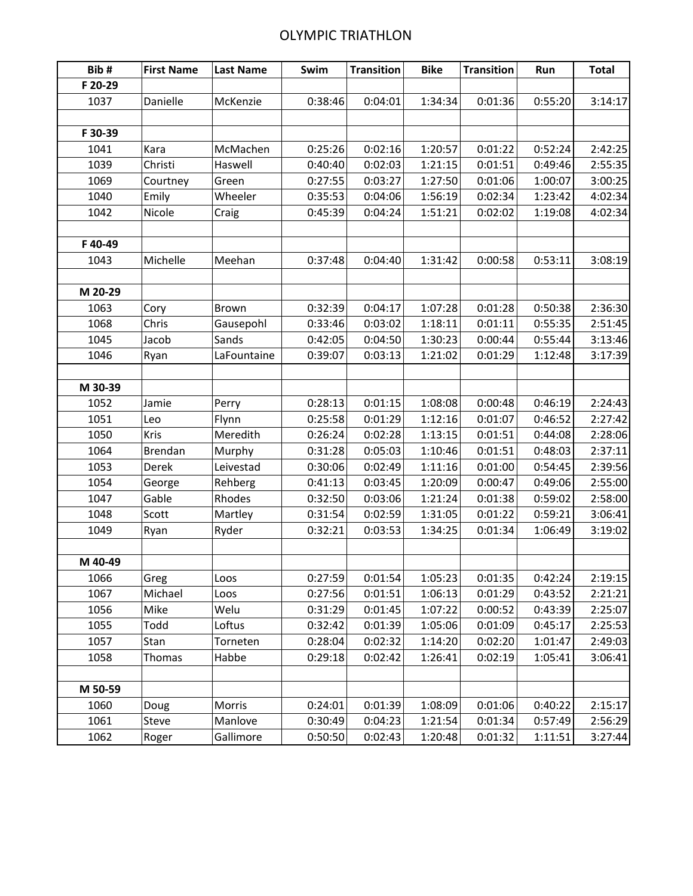# OLYMPIC TRIATHLON

| Bib # | First Name | Last Name | Swim | Transition | Bike | Transition | Run | Total |
|---|---|---|---|---|---|---|---|---|
| F 20-29 | | | | | | | | |
| 1037 | Danielle | McKenzie | 0:38:46 | 0:04:01 | 1:34:34 | 0:01:36 | 0:55:20 | 3:14:17 |
| | | | | | | | | |
| F 30-39 | | | | | | | | |
| 1041 | Kara | McMachen | 0:25:26 | 0:02:16 | 1:20:57 | 0:01:22 | 0:52:24 | 2:42:25 |
| 1039 | Christi | Haswell | 0:40:40 | 0:02:03 | 1:21:15 | 0:01:51 | 0:49:46 | 2:55:35 |
| 1069 | Courtney | Green | 0:27:55 | 0:03:27 | 1:27:50 | 0:01:06 | 1:00:07 | 3:00:25 |
| 1040 | Emily | Wheeler | 0:35:53 | 0:04:06 | 1:56:19 | 0:02:34 | 1:23:42 | 4:02:34 |
| 1042 | Nicole | Craig | 0:45:39 | 0:04:24 | 1:51:21 | 0:02:02 | 1:19:08 | 4:02:34 |
| | | | | | | | | |
| F 40-49 | | | | | | | | |
| 1043 | Michelle | Meehan | 0:37:48 | 0:04:40 | 1:31:42 | 0:00:58 | 0:53:11 | 3:08:19 |
| | | | | | | | | |
| M 20-29 | | | | | | | | |
| 1063 | Cory | Brown | 0:32:39 | 0:04:17 | 1:07:28 | 0:01:28 | 0:50:38 | 2:36:30 |
| 1068 | Chris | Gausepohl | 0:33:46 | 0:03:02 | 1:18:11 | 0:01:11 | 0:55:35 | 2:51:45 |
| 1045 | Jacob | Sands | 0:42:05 | 0:04:50 | 1:30:23 | 0:00:44 | 0:55:44 | 3:13:46 |
| 1046 | Ryan | LaFountaine | 0:39:07 | 0:03:13 | 1:21:02 | 0:01:29 | 1:12:48 | 3:17:39 |
| | | | | | | | | |
| M 30-39 | | | | | | | | |
| 1052 | Jamie | Perry | 0:28:13 | 0:01:15 | 1:08:08 | 0:00:48 | 0:46:19 | 2:24:43 |
| 1051 | Leo | Flynn | 0:25:58 | 0:01:29 | 1:12:16 | 0:01:07 | 0:46:52 | 2:27:42 |
| 1050 | Kris | Meredith | 0:26:24 | 0:02:28 | 1:13:15 | 0:01:51 | 0:44:08 | 2:28:06 |
| 1064 | Brendan | Murphy | 0:31:28 | 0:05:03 | 1:10:46 | 0:01:51 | 0:48:03 | 2:37:11 |
| 1053 | Derek | Leivestad | 0:30:06 | 0:02:49 | 1:11:16 | 0:01:00 | 0:54:45 | 2:39:56 |
| 1054 | George | Rehberg | 0:41:13 | 0:03:45 | 1:20:09 | 0:00:47 | 0:49:06 | 2:55:00 |
| 1047 | Gable | Rhodes | 0:32:50 | 0:03:06 | 1:21:24 | 0:01:38 | 0:59:02 | 2:58:00 |
| 1048 | Scott | Martley | 0:31:54 | 0:02:59 | 1:31:05 | 0:01:22 | 0:59:21 | 3:06:41 |
| 1049 | Ryan | Ryder | 0:32:21 | 0:03:53 | 1:34:25 | 0:01:34 | 1:06:49 | 3:19:02 |
| | | | | | | | | |
| M 40-49 | | | | | | | | |
| 1066 | Greg | Loos | 0:27:59 | 0:01:54 | 1:05:23 | 0:01:35 | 0:42:24 | 2:19:15 |
| 1067 | Michael | Loos | 0:27:56 | 0:01:51 | 1:06:13 | 0:01:29 | 0:43:52 | 2:21:21 |
| 1056 | Mike | Welu | 0:31:29 | 0:01:45 | 1:07:22 | 0:00:52 | 0:43:39 | 2:25:07 |
| 1055 | Todd | Loftus | 0:32:42 | 0:01:39 | 1:05:06 | 0:01:09 | 0:45:17 | 2:25:53 |
| 1057 | Stan | Torneten | 0:28:04 | 0:02:32 | 1:14:20 | 0:02:20 | 1:01:47 | 2:49:03 |
| 1058 | Thomas | Habbe | 0:29:18 | 0:02:42 | 1:26:41 | 0:02:19 | 1:05:41 | 3:06:41 |
| | | | | | | | | |
| M 50-59 | | | | | | | | |
| 1060 | Doug | Morris | 0:24:01 | 0:01:39 | 1:08:09 | 0:01:06 | 0:40:22 | 2:15:17 |
| 1061 | Steve | Manlove | 0:30:49 | 0:04:23 | 1:21:54 | 0:01:34 | 0:57:49 | 2:56:29 |
| 1062 | Roger | Gallimore | 0:50:50 | 0:02:43 | 1:20:48 | 0:01:32 | 1:11:51 | 3:27:44 |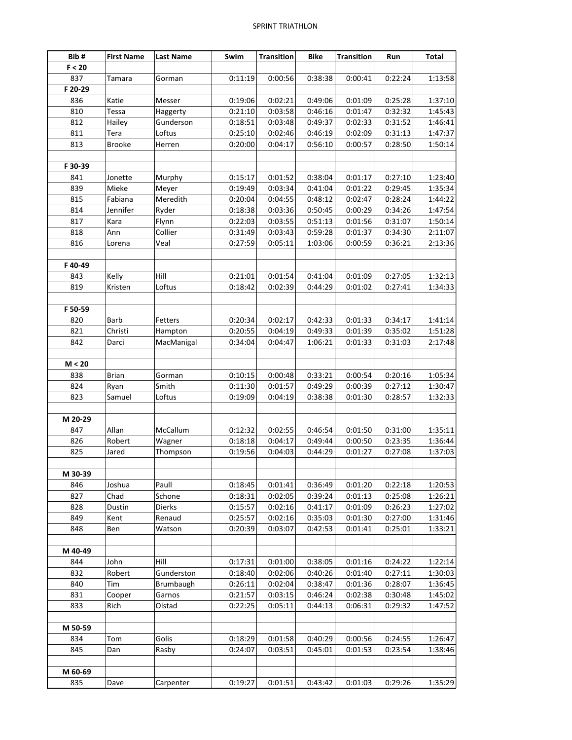SPRINT TRIATHLON

| Bib # | First Name | Last Name | Swim | Transition | Bike | Transition | Run | Total |
|---|---|---|---|---|---|---|---|---|
| F < 20 | | | | | | | | |
| 837 | Tamara | Gorman | 0:11:19 | 0:00:56 | 0:38:38 | 0:00:41 | 0:22:24 | 1:13:58 |
| F 20-29 | | | | | | | | |
| 836 | Katie | Messer | 0:19:06 | 0:02:21 | 0:49:06 | 0:01:09 | 0:25:28 | 1:37:10 |
| 810 | Tessa | Haggerty | 0:21:10 | 0:03:58 | 0:46:16 | 0:01:47 | 0:32:32 | 1:45:43 |
| 812 | Hailey | Gunderson | 0:18:51 | 0:03:48 | 0:49:37 | 0:02:33 | 0:31:52 | 1:46:41 |
| 811 | Tera | Loftus | 0:25:10 | 0:02:46 | 0:46:19 | 0:02:09 | 0:31:13 | 1:47:37 |
| 813 | Brooke | Herren | 0:20:00 | 0:04:17 | 0:56:10 | 0:00:57 | 0:28:50 | 1:50:14 |
| | | | | | | | | |
| F 30-39 | | | | | | | | |
| 841 | Jonette | Murphy | 0:15:17 | 0:01:52 | 0:38:04 | 0:01:17 | 0:27:10 | 1:23:40 |
| 839 | Mieke | Meyer | 0:19:49 | 0:03:34 | 0:41:04 | 0:01:22 | 0:29:45 | 1:35:34 |
| 815 | Fabiana | Meredith | 0:20:04 | 0:04:55 | 0:48:12 | 0:02:47 | 0:28:24 | 1:44:22 |
| 814 | Jennifer | Ryder | 0:18:38 | 0:03:36 | 0:50:45 | 0:00:29 | 0:34:26 | 1:47:54 |
| 817 | Kara | Flynn | 0:22:03 | 0:03:55 | 0:51:13 | 0:01:56 | 0:31:07 | 1:50:14 |
| 818 | Ann | Collier | 0:31:49 | 0:03:43 | 0:59:28 | 0:01:37 | 0:34:30 | 2:11:07 |
| 816 | Lorena | Veal | 0:27:59 | 0:05:11 | 1:03:06 | 0:00:59 | 0:36:21 | 2:13:36 |
| | | | | | | | | |
| F 40-49 | | | | | | | | |
| 843 | Kelly | Hill | 0:21:01 | 0:01:54 | 0:41:04 | 0:01:09 | 0:27:05 | 1:32:13 |
| 819 | Kristen | Loftus | 0:18:42 | 0:02:39 | 0:44:29 | 0:01:02 | 0:27:41 | 1:34:33 |
| | | | | | | | | |
| F 50-59 | | | | | | | | |
| 820 | Barb | Fetters | 0:20:34 | 0:02:17 | 0:42:33 | 0:01:33 | 0:34:17 | 1:41:14 |
| 821 | Christi | Hampton | 0:20:55 | 0:04:19 | 0:49:33 | 0:01:39 | 0:35:02 | 1:51:28 |
| 842 | Darci | MacManigal | 0:34:04 | 0:04:47 | 1:06:21 | 0:01:33 | 0:31:03 | 2:17:48 |
| | | | | | | | | |
| M < 20 | | | | | | | | |
| 838 | Brian | Gorman | 0:10:15 | 0:00:48 | 0:33:21 | 0:00:54 | 0:20:16 | 1:05:34 |
| 824 | Ryan | Smith | 0:11:30 | 0:01:57 | 0:49:29 | 0:00:39 | 0:27:12 | 1:30:47 |
| 823 | Samuel | Loftus | 0:19:09 | 0:04:19 | 0:38:38 | 0:01:30 | 0:28:57 | 1:32:33 |
| | | | | | | | | |
| M 20-29 | | | | | | | | |
| 847 | Allan | McCallum | 0:12:32 | 0:02:55 | 0:46:54 | 0:01:50 | 0:31:00 | 1:35:11 |
| 826 | Robert | Wagner | 0:18:18 | 0:04:17 | 0:49:44 | 0:00:50 | 0:23:35 | 1:36:44 |
| 825 | Jared | Thompson | 0:19:56 | 0:04:03 | 0:44:29 | 0:01:27 | 0:27:08 | 1:37:03 |
| | | | | | | | | |
| M 30-39 | | | | | | | | |
| 846 | Joshua | Paull | 0:18:45 | 0:01:41 | 0:36:49 | 0:01:20 | 0:22:18 | 1:20:53 |
| 827 | Chad | Schone | 0:18:31 | 0:02:05 | 0:39:24 | 0:01:13 | 0:25:08 | 1:26:21 |
| 828 | Dustin | Dierks | 0:15:57 | 0:02:16 | 0:41:17 | 0:01:09 | 0:26:23 | 1:27:02 |
| 849 | Kent | Renaud | 0:25:57 | 0:02:16 | 0:35:03 | 0:01:30 | 0:27:00 | 1:31:46 |
| 848 | Ben | Watson | 0:20:39 | 0:03:07 | 0:42:53 | 0:01:41 | 0:25:01 | 1:33:21 |
| | | | | | | | | |
| M 40-49 | | | | | | | | |
| 844 | John | Hill | 0:17:31 | 0:01:00 | 0:38:05 | 0:01:16 | 0:24:22 | 1:22:14 |
| 832 | Robert | Gunderston | 0:18:40 | 0:02:06 | 0:40:26 | 0:01:40 | 0:27:11 | 1:30:03 |
| 840 | Tim | Brumbaugh | 0:26:11 | 0:02:04 | 0:38:47 | 0:01:36 | 0:28:07 | 1:36:45 |
| 831 | Cooper | Garnos | 0:21:57 | 0:03:15 | 0:46:24 | 0:02:38 | 0:30:48 | 1:45:02 |
| 833 | Rich | Olstad | 0:22:25 | 0:05:11 | 0:44:13 | 0:06:31 | 0:29:32 | 1:47:52 |
| | | | | | | | | |
| M 50-59 | | | | | | | | |
| 834 | Tom | Golis | 0:18:29 | 0:01:58 | 0:40:29 | 0:00:56 | 0:24:55 | 1:26:47 |
| 845 | Dan | Rasby | 0:24:07 | 0:03:51 | 0:45:01 | 0:01:53 | 0:23:54 | 1:38:46 |
| | | | | | | | | |
| M 60-69 | | | | | | | | |
| 835 | Dave | Carpenter | 0:19:27 | 0:01:51 | 0:43:42 | 0:01:03 | 0:29:26 | 1:35:29 |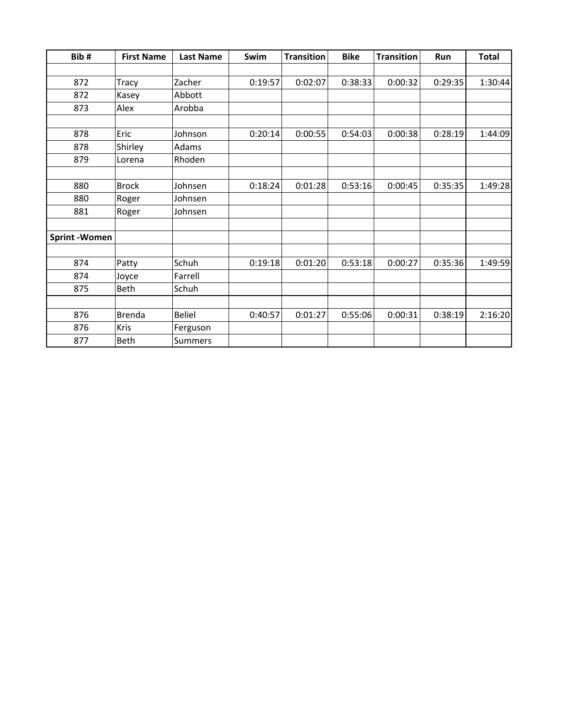| Bib # | First Name | Last Name | Swim | Transition | Bike | Transition | Run | Total |
|---|---|---|---|---|---|---|---|---|
| | | | | | | | | |
| 872 | Tracy | Zacher | 0:19:57 | 0:02:07 | 0:38:33 | 0:00:32 | 0:29:35 | 1:30:44 |
| 872 | Kasey | Abbott | | | | | | |
| 873 | Alex | Arobba | | | | | | |
| | | | | | | | | |
| 878 | Eric | Johnson | 0:20:14 | 0:00:55 | 0:54:03 | 0:00:38 | 0:28:19 | 1:44:09 |
| 878 | Shirley | Adams | | | | | | |
| 879 | Lorena | Rhoden | | | | | | |
| | | | | | | | | |
| 880 | Brock | Johnsen | 0:18:24 | 0:01:28 | 0:53:16 | 0:00:45 | 0:35:35 | 1:49:28 |
| 880 | Roger | Johnsen | | | | | | |
| 881 | Roger | Johnsen | | | | | | |
| | | | | | | | | |
| **Sprint -Women** | | | | | | | | |
| | | | | | | | | |
| 874 | Patty | Schuh | 0:19:18 | 0:01:20 | 0:53:18 | 0:00:27 | 0:35:36 | 1:49:59 |
| 874 | Joyce | Farrell | | | | | | |
| 875 | Beth | Schuh | | | | | | |
| | | | | | | | | |
| 876 | Brenda | Beliel | 0:40:57 | 0:01:27 | 0:55:06 | 0:00:31 | 0:38:19 | 2:16:20 |
| 876 | Kris | Ferguson | | | | | | |
| 877 | Beth | Summers | | | | | | |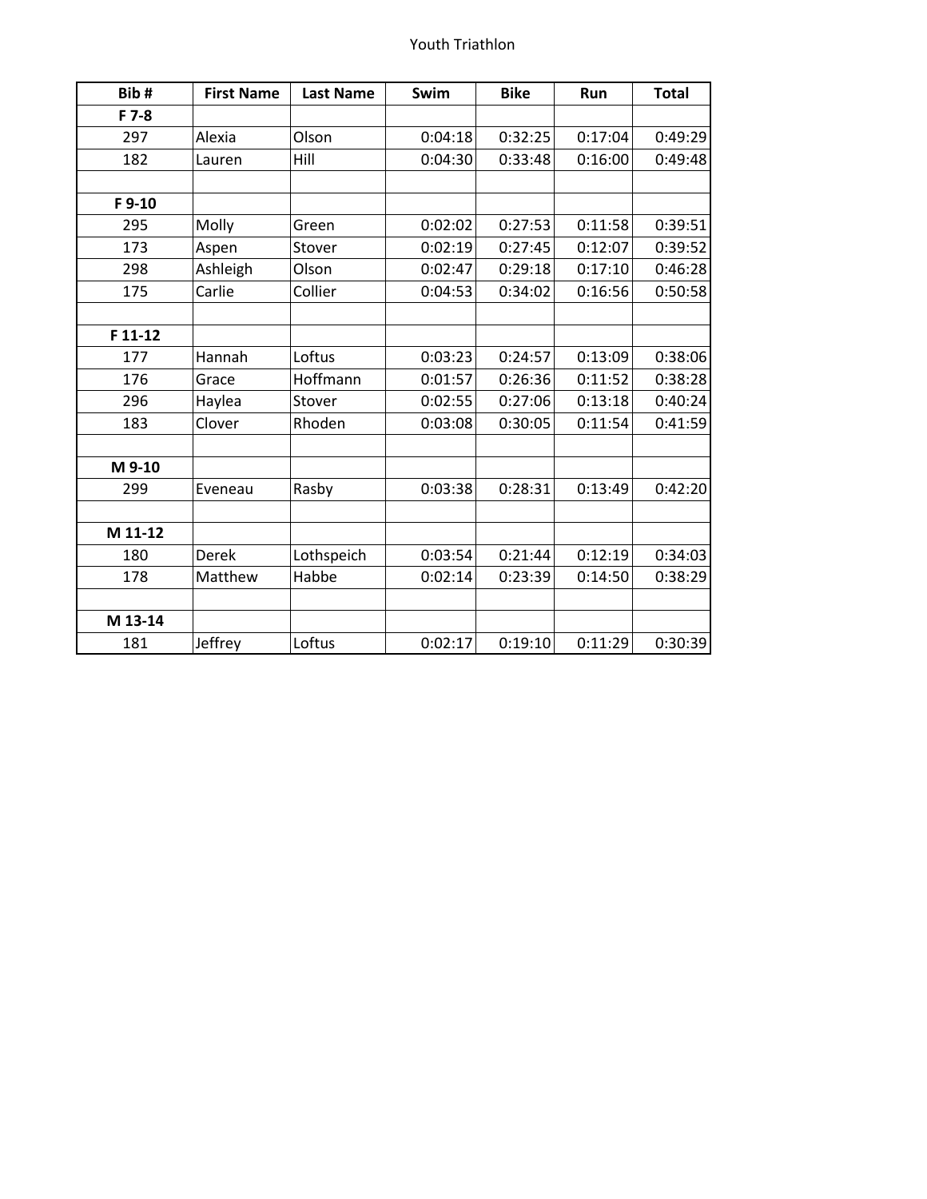Youth Triathlon

| Bib # | First Name | Last Name | Swim | Bike | Run | Total |
|---|---|---|---|---|---|---|
| **F 7-8** | | | | | | |
| 297 | Alexia | Olson | 0:04:18 | 0:32:25 | 0:17:04 | 0:49:29 |
| 182 | Lauren | Hill | 0:04:30 | 0:33:48 | 0:16:00 | 0:49:48 |
| | | | | | | |
| **F 9-10** | | | | | | |
| 295 | Molly | Green | 0:02:02 | 0:27:53 | 0:11:58 | 0:39:51 |
| 173 | Aspen | Stover | 0:02:19 | 0:27:45 | 0:12:07 | 0:39:52 |
| 298 | Ashleigh | Olson | 0:02:47 | 0:29:18 | 0:17:10 | 0:46:28 |
| 175 | Carlie | Collier | 0:04:53 | 0:34:02 | 0:16:56 | 0:50:58 |
| | | | | | | |
| **F 11-12** | | | | | | |
| 177 | Hannah | Loftus | 0:03:23 | 0:24:57 | 0:13:09 | 0:38:06 |
| 176 | Grace | Hoffmann | 0:01:57 | 0:26:36 | 0:11:52 | 0:38:28 |
| 296 | Haylea | Stover | 0:02:55 | 0:27:06 | 0:13:18 | 0:40:24 |
| 183 | Clover | Rhoden | 0:03:08 | 0:30:05 | 0:11:54 | 0:41:59 |
| | | | | | | |
| **M 9-10** | | | | | | |
| 299 | Eveneau | Rasby | 0:03:38 | 0:28:31 | 0:13:49 | 0:42:20 |
| | | | | | | |
| **M 11-12** | | | | | | |
| 180 | Derek | Lothspeich | 0:03:54 | 0:21:44 | 0:12:19 | 0:34:03 |
| 178 | Matthew | Habbe | 0:02:14 | 0:23:39 | 0:14:50 | 0:38:29 |
| | | | | | | |
| **M 13-14** | | | | | | |
| 181 | Jeffrey | Loftus | 0:02:17 | 0:19:10 | 0:11:29 | 0:30:39 |